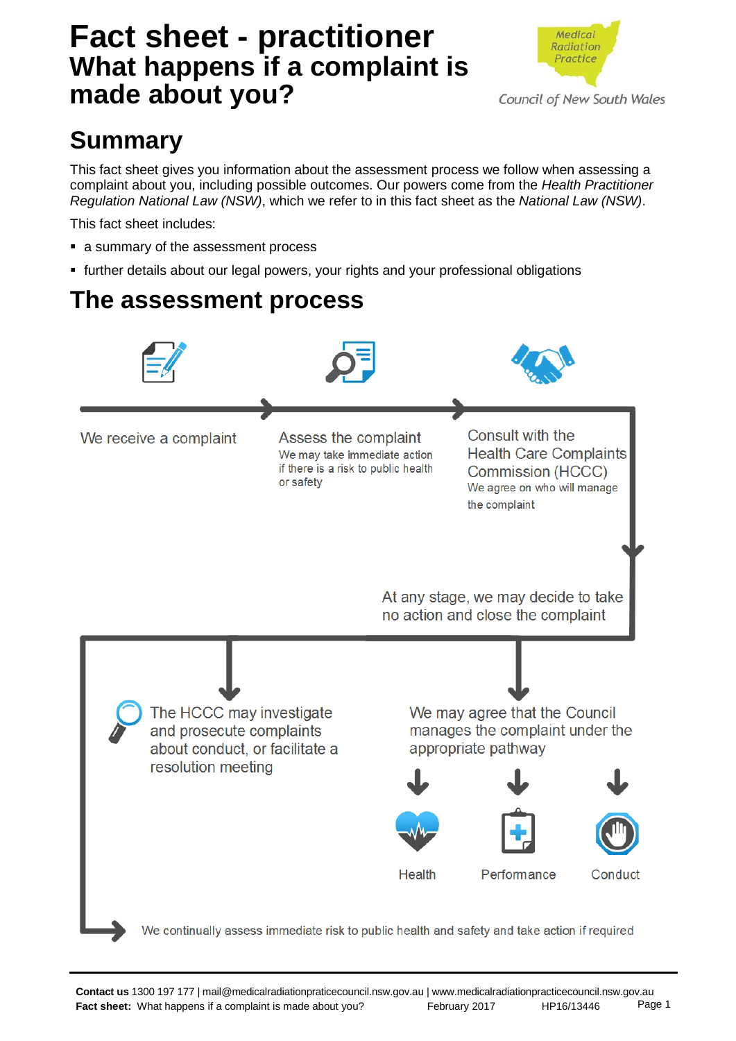# Fact sheet - practitioner
## What happens if a complaint is made about you?

Medical Radiation Practice Council of New South Wales

## Summary

This fact sheet gives you information about the assessment process we follow when assessing a complaint about you, including possible outcomes. Our powers come from the *Health Practitioner Regulation National Law (NSW)*, which we refer to in this fact sheet as the *National Law (NSW)*.

This fact sheet includes:

- a summary of the assessment process
- further details about our legal powers, your rights and your professional obligations

## The assessment process

We receive a complaint

Assess the complaint
We may take immediate action if there is a risk to public health or safety

Consult with the Health Care Complaints Commission (HCCC)
We agree on who will manage the complaint

At any stage, we may decide to take no action and close the complaint

The HCCC may investigate and prosecute complaints about conduct, or facilitate a resolution meeting

We may agree that the Council manages the complaint under the appropriate pathway

- Health
- Performance
- Conduct

We continually assess immediate risk to public health and safety and take action if required

**Contact us** 1300 197 177 | mail@medicalradiationpraticecouncil.nsw.gov.au | www.medicalradiationpraticecouncil.nsw.gov.au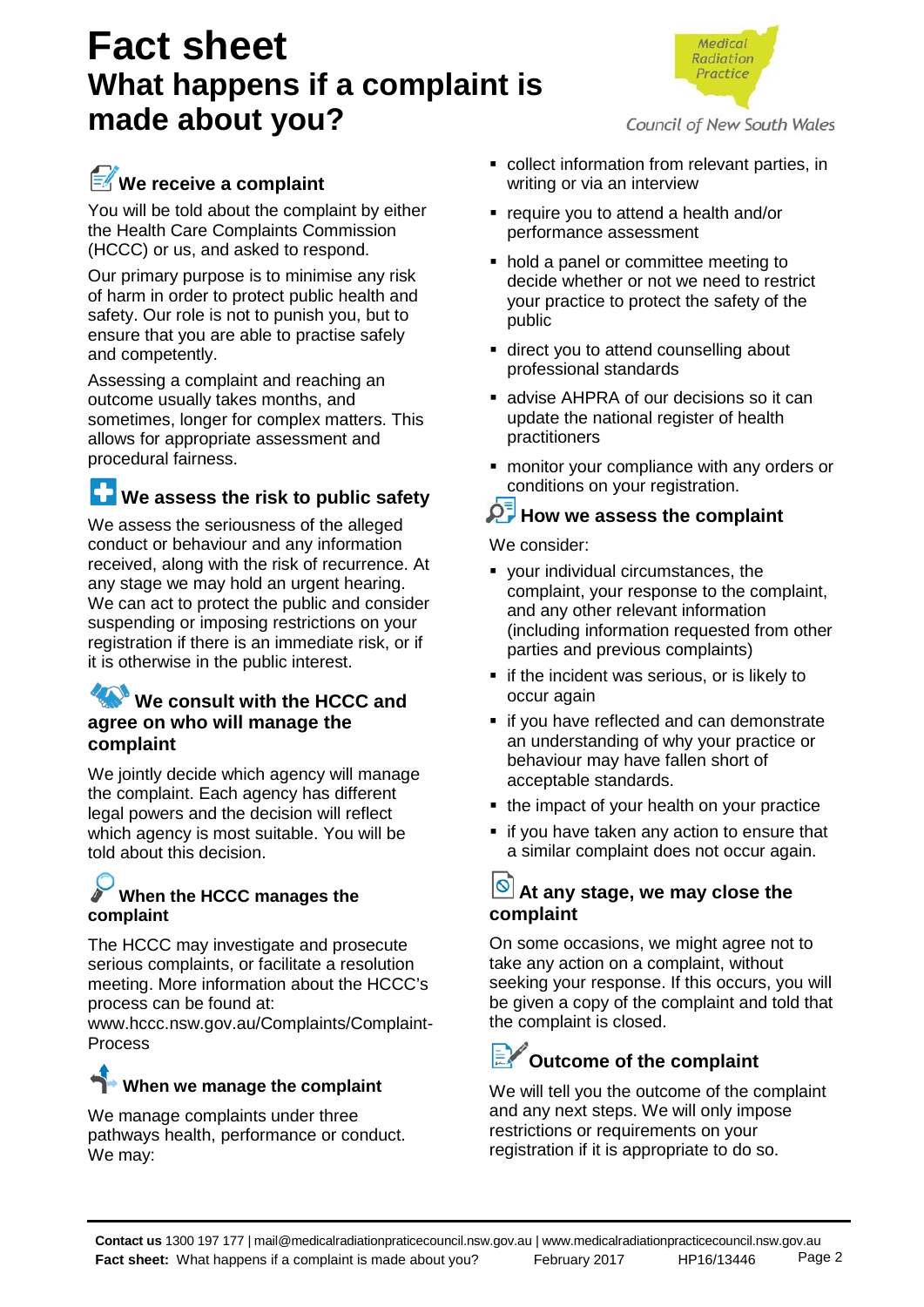# Fact sheet

## What happens if a complaint is made about you?

Medical Radiation Practice Council of New South Wales

### We receive a complaint

You will be told about the complaint by either the Health Care Complaints Commission (HCCC) or us, and asked to respond.

Our primary purpose is to minimise any risk of harm in order to protect public health and safety. Our role is not to punish you, but to ensure that you are able to practise safely and competently.

Assessing a complaint and reaching an outcome usually takes months, and sometimes, longer for complex matters. This allows for appropriate assessment and procedural fairness.

### We assess the risk to public safety

We assess the seriousness of the alleged conduct or behaviour and any information received, along with the risk of recurrence. At any stage we may hold an urgent hearing. We can act to protect the public and consider suspending or imposing restrictions on your registration if there is an immediate risk, or if it is otherwise in the public interest.

### We consult with the HCCC and agree on who will manage the complaint

We jointly decide which agency will manage the complaint. Each agency has different legal powers and the decision will reflect which agency is most suitable. You will be told about this decision.

### When the HCCC manages the complaint

The HCCC may investigate and prosecute serious complaints, or facilitate a resolution meeting. More information about the HCCC's process can be found at: www.hccc.nsw.gov.au/Complaints/Complaint-Process

### When we manage the complaint

We manage complaints under three pathways health, performance or conduct. We may:

- collect information from relevant parties, in writing or via an interview
- require you to attend a health and/or performance assessment
- hold a panel or committee meeting to decide whether or not we need to restrict your practice to protect the safety of the public
- direct you to attend counselling about professional standards
- advise AHPRA of our decisions so it can update the national register of health practitioners
- monitor your compliance with any orders or conditions on your registration.

### How we assess the complaint

We consider:

- your individual circumstances, the complaint, your response to the complaint, and any other relevant information (including information requested from other parties and previous complaints)
- if the incident was serious, or is likely to occur again
- if you have reflected and can demonstrate an understanding of why your practice or behaviour may have fallen short of acceptable standards.
- the impact of your health on your practice
- if you have taken any action to ensure that a similar complaint does not occur again.

### At any stage, we may close the complaint

On some occasions, we might agree not to take any action on a complaint, without seeking your response. If this occurs, you will be given a copy of the complaint and told that the complaint is closed.

### Outcome of the complaint

We will tell you the outcome of the complaint and any next steps. We will only impose restrictions or requirements on your registration if it is appropriate to do so.

**Contact us** 1300 197 177 | mail@medicalradiationpraticecouncil.nsw.gov.au | www.medicalradiationpracticecouncil.nsw.gov.au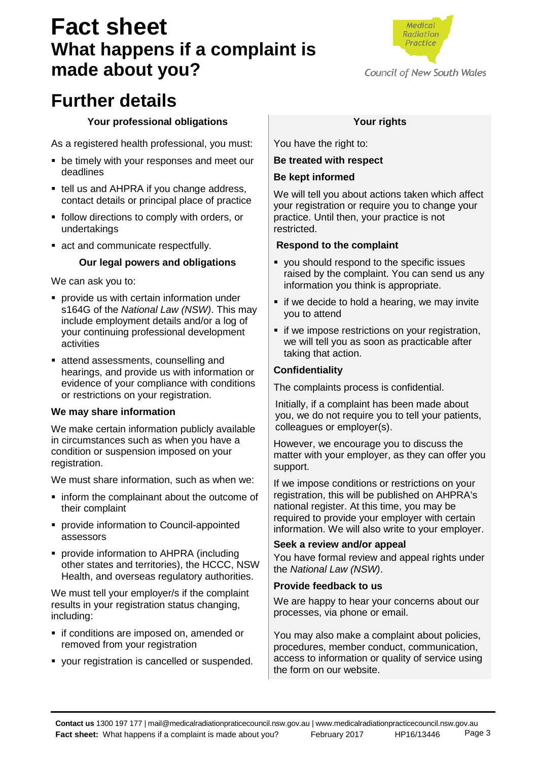# Fact sheet
## What happens if a complaint is made about you?

Medical Radiation Practice

Council of New South Wales

# Further details

### Your professional obligations

As a registered health professional, you must:

- be timely with your responses and meet our deadlines
- tell us and AHPRA if you change address, contact details or principal place of practice
- follow directions to comply with orders, or undertakings
- act and communicate respectfully.

### Our legal powers and obligations

We can ask you to:

- provide us with certain information under s164G of the *National Law (NSW)*. This may include employment details and/or a log of your continuing professional development activities
- attend assessments, counselling and hearings, and provide us with information or evidence of your compliance with conditions or restrictions on your registration.

**We may share information**

We make certain information publicly available in circumstances such as when you have a condition or suspension imposed on your registration.

We must share information, such as when we:

- inform the complainant about the outcome of their complaint
- provide information to Council-appointed assessors
- provide information to AHPRA (including other states and territories), the HCCC, NSW Health, and overseas regulatory authorities.

We must tell your employer/s if the complaint results in your registration status changing, including:

- if conditions are imposed on, amended or removed from your registration
- your registration is cancelled or suspended.

### Your rights

You have the right to:

**Be treated with respect**

**Be kept informed**

We will tell you about actions taken which affect your registration or require you to change your practice. Until then, your practice is not restricted.

**Respond to the complaint**

- you should respond to the specific issues raised by the complaint. You can send us any information you think is appropriate.
- if we decide to hold a hearing, we may invite you to attend
- if we impose restrictions on your registration, we will tell you as soon as practicable after taking that action.

**Confidentiality**

The complaints process is confidential.

Initially, if a complaint has been made about you, we do not require you to tell your patients, colleagues or employer(s).

However, we encourage you to discuss the matter with your employer, as they can offer you support.

If we impose conditions or restrictions on your registration, this will be published on AHPRA's national register. At this time, you may be required to provide your employer with certain information. We will also write to your employer.

**Seek a review and/or appeal**

You have formal review and appeal rights under the *National Law (NSW)*.

**Provide feedback to us**

We are happy to hear your concerns about our processes, via phone or email.

You may also make a complaint about policies, procedures, member conduct, communication, access to information or quality of service using the form on our website.

**Contact us** 1300 197 177 | mail@medicalradiationpraticecouncil.nsw.gov.au | www.medicalradiationpracticecouncil.nsw.gov.au

**Fact sheet:** What happens if a complaint is made about you? February 2017 HP16/13446